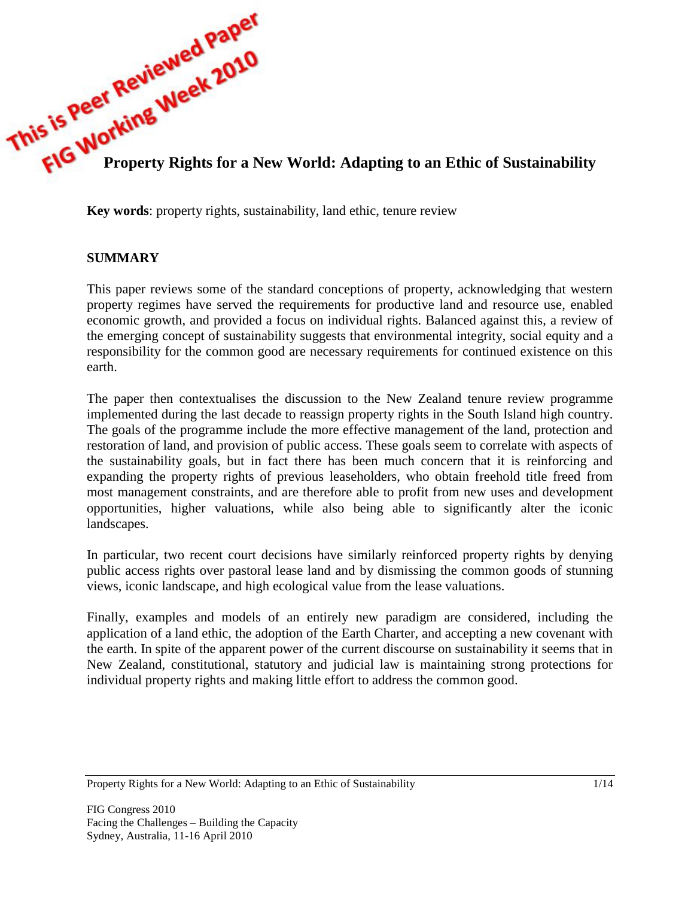This is Peer Reviewed Paper
FIG Working Week 2010

# Property Rights for a New World: Adapting to an Ethic of Sustainability

**Key words**: property rights, sustainability, land ethic, tenure review

## SUMMARY

This paper reviews some of the standard conceptions of property, acknowledging that western property regimes have served the requirements for productive land and resource use, enabled economic growth, and provided a focus on individual rights. Balanced against this, a review of the emerging concept of sustainability suggests that environmental integrity, social equity and a responsibility for the common good are necessary requirements for continued existence on this earth.

The paper then contextualises the discussion to the New Zealand tenure review programme implemented during the last decade to reassign property rights in the South Island high country. The goals of the programme include the more effective management of the land, protection and restoration of land, and provision of public access. These goals seem to correlate with aspects of the sustainability goals, but in fact there has been much concern that it is reinforcing and expanding the property rights of previous leaseholders, who obtain freehold title freed from most management constraints, and are therefore able to profit from new uses and development opportunities, higher valuations, while also being able to significantly alter the iconic landscapes.

In particular, two recent court decisions have similarly reinforced property rights by denying public access rights over pastoral lease land and by dismissing the common goods of stunning views, iconic landscape, and high ecological value from the lease valuations.

Finally, examples and models of an entirely new paradigm are considered, including the application of a land ethic, the adoption of the Earth Charter, and accepting a new covenant with the earth. In spite of the apparent power of the current discourse on sustainability it seems that in New Zealand, constitutional, statutory and judicial law is maintaining strong protections for individual property rights and making little effort to address the common good.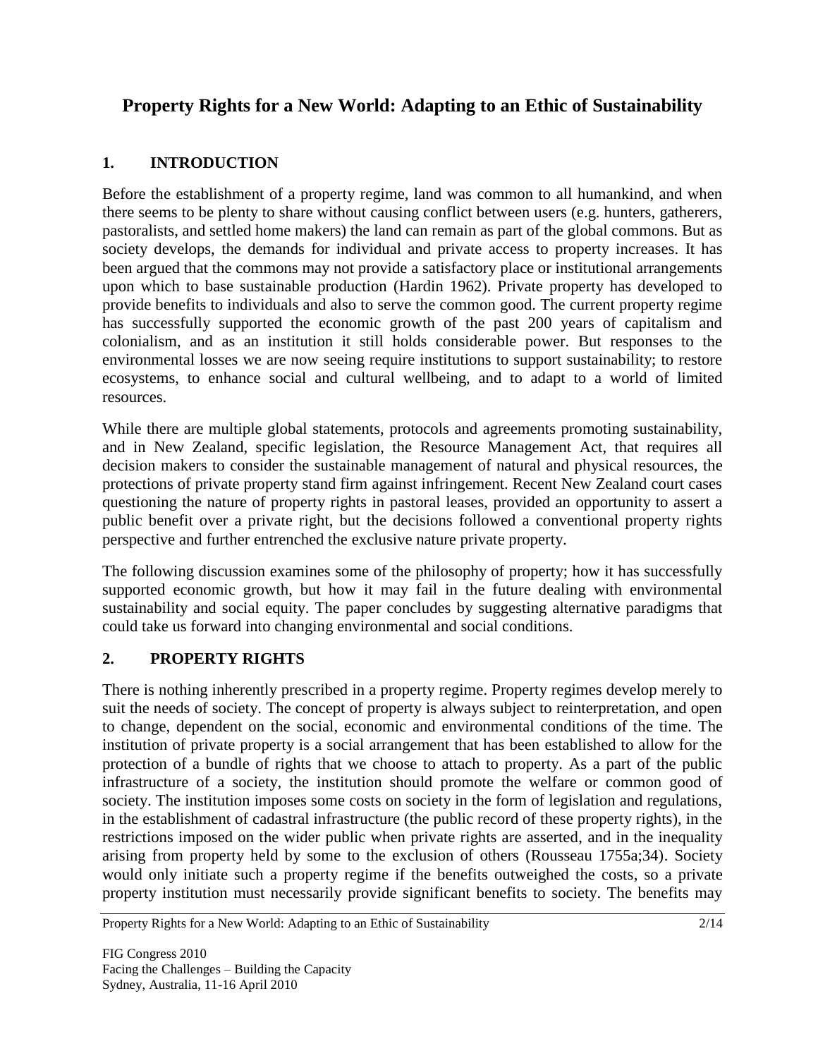# Property Rights for a New World: Adapting to an Ethic of Sustainability

## 1. INTRODUCTION

Before the establishment of a property regime, land was common to all humankind, and when there seems to be plenty to share without causing conflict between users (e.g. hunters, gatherers, pastoralists, and settled home makers) the land can remain as part of the global commons. But as society develops, the demands for individual and private access to property increases. It has been argued that the commons may not provide a satisfactory place or institutional arrangements upon which to base sustainable production (Hardin 1962). Private property has developed to provide benefits to individuals and also to serve the common good. The current property regime has successfully supported the economic growth of the past 200 years of capitalism and colonialism, and as an institution it still holds considerable power. But responses to the environmental losses we are now seeing require institutions to support sustainability; to restore ecosystems, to enhance social and cultural wellbeing, and to adapt to a world of limited resources.

While there are multiple global statements, protocols and agreements promoting sustainability, and in New Zealand, specific legislation, the Resource Management Act, that requires all decision makers to consider the sustainable management of natural and physical resources, the protections of private property stand firm against infringement. Recent New Zealand court cases questioning the nature of property rights in pastoral leases, provided an opportunity to assert a public benefit over a private right, but the decisions followed a conventional property rights perspective and further entrenched the exclusive nature private property.

The following discussion examines some of the philosophy of property; how it has successfully supported economic growth, but how it may fail in the future dealing with environmental sustainability and social equity. The paper concludes by suggesting alternative paradigms that could take us forward into changing environmental and social conditions.

## 2. PROPERTY RIGHTS

There is nothing inherently prescribed in a property regime. Property regimes develop merely to suit the needs of society. The concept of property is always subject to reinterpretation, and open to change, dependent on the social, economic and environmental conditions of the time. The institution of private property is a social arrangement that has been established to allow for the protection of a bundle of rights that we choose to attach to property. As a part of the public infrastructure of a society, the institution should promote the welfare or common good of society. The institution imposes some costs on society in the form of legislation and regulations, in the establishment of cadastral infrastructure (the public record of these property rights), in the restrictions imposed on the wider public when private rights are asserted, and in the inequality arising from property held by some to the exclusion of others (Rousseau 1755a;34). Society would only initiate such a property regime if the benefits outweighed the costs, so a private property institution must necessarily provide significant benefits to society. The benefits may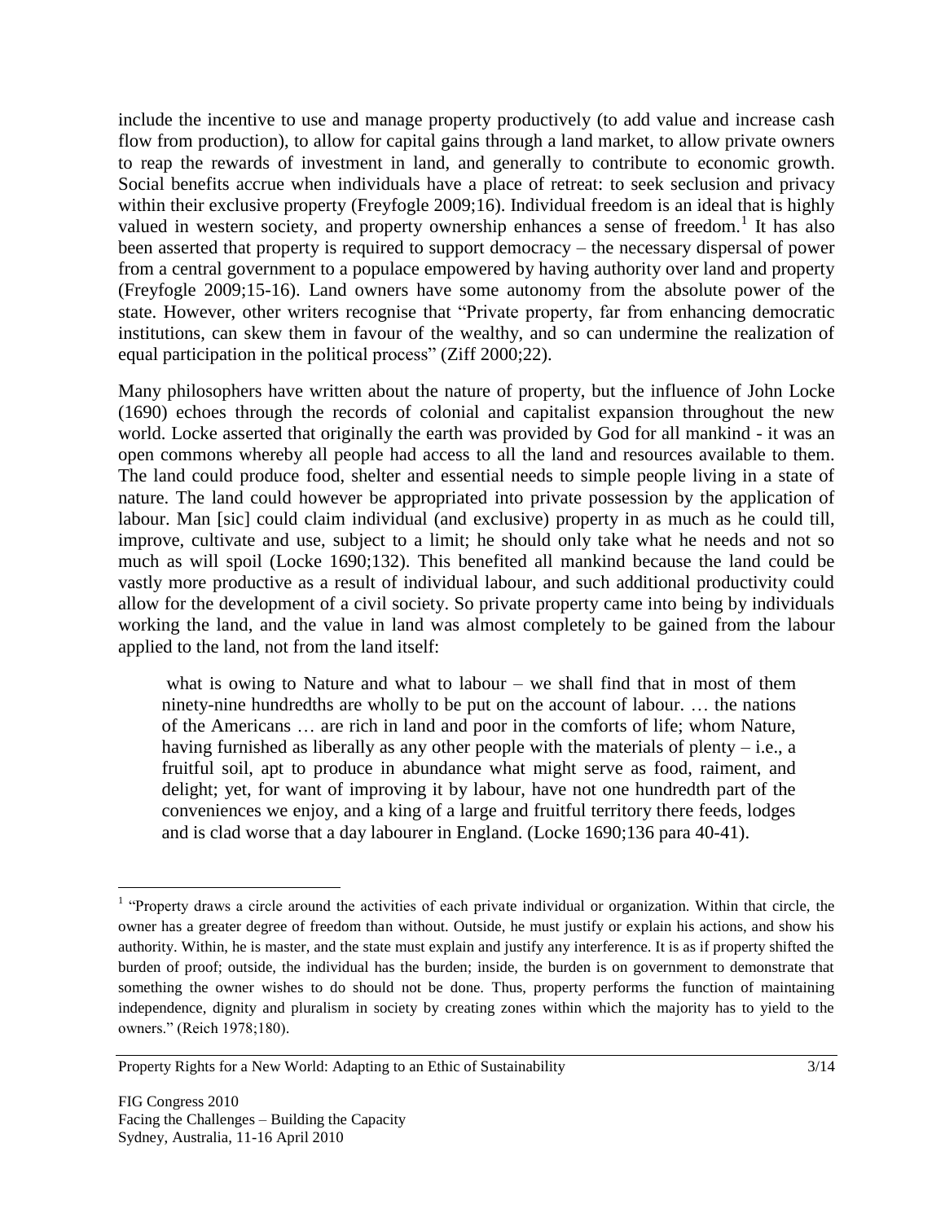include the incentive to use and manage property productively (to add value and increase cash flow from production), to allow for capital gains through a land market, to allow private owners to reap the rewards of investment in land, and generally to contribute to economic growth. Social benefits accrue when individuals have a place of retreat: to seek seclusion and privacy within their exclusive property (Freyfogle 2009;16). Individual freedom is an ideal that is highly valued in western society, and property ownership enhances a sense of freedom.[1] It has also been asserted that property is required to support democracy – the necessary dispersal of power from a central government to a populace empowered by having authority over land and property (Freyfogle 2009;15-16). Land owners have some autonomy from the absolute power of the state. However, other writers recognise that "Private property, far from enhancing democratic institutions, can skew them in favour of the wealthy, and so can undermine the realization of equal participation in the political process" (Ziff 2000;22).

Many philosophers have written about the nature of property, but the influence of John Locke (1690) echoes through the records of colonial and capitalist expansion throughout the new world. Locke asserted that originally the earth was provided by God for all mankind - it was an open commons whereby all people had access to all the land and resources available to them. The land could produce food, shelter and essential needs to simple people living in a state of nature. The land could however be appropriated into private possession by the application of labour. Man [sic] could claim individual (and exclusive) property in as much as he could till, improve, cultivate and use, subject to a limit; he should only take what he needs and not so much as will spoil (Locke 1690;132). This benefited all mankind because the land could be vastly more productive as a result of individual labour, and such additional productivity could allow for the development of a civil society. So private property came into being by individuals working the land, and the value in land was almost completely to be gained from the labour applied to the land, not from the land itself:

> what is owing to Nature and what to labour – we shall find that in most of them ninety-nine hundredths are wholly to be put on the account of labour. … the nations of the Americans … are rich in land and poor in the comforts of life; whom Nature, having furnished as liberally as any other people with the materials of plenty – i.e., a fruitful soil, apt to produce in abundance what might serve as food, raiment, and delight; yet, for want of improving it by labour, have not one hundredth part of the conveniences we enjoy, and a king of a large and fruitful territory there feeds, lodges and is clad worse that a day labourer in England. (Locke 1690;136 para 40-41).

---

[1] "Property draws a circle around the activities of each private individual or organization. Within that circle, the owner has a greater degree of freedom than without. Outside, he must justify or explain his actions, and show his authority. Within, he is master, and the state must explain and justify any interference. It is as if property shifted the burden of proof; outside, the individual has the burden; inside, the burden is on government to demonstrate that something the owner wishes to do should not be done. Thus, property performs the function of maintaining independence, dignity and pluralism in society by creating zones within which the majority has to yield to the owners." (Reich 1978;180).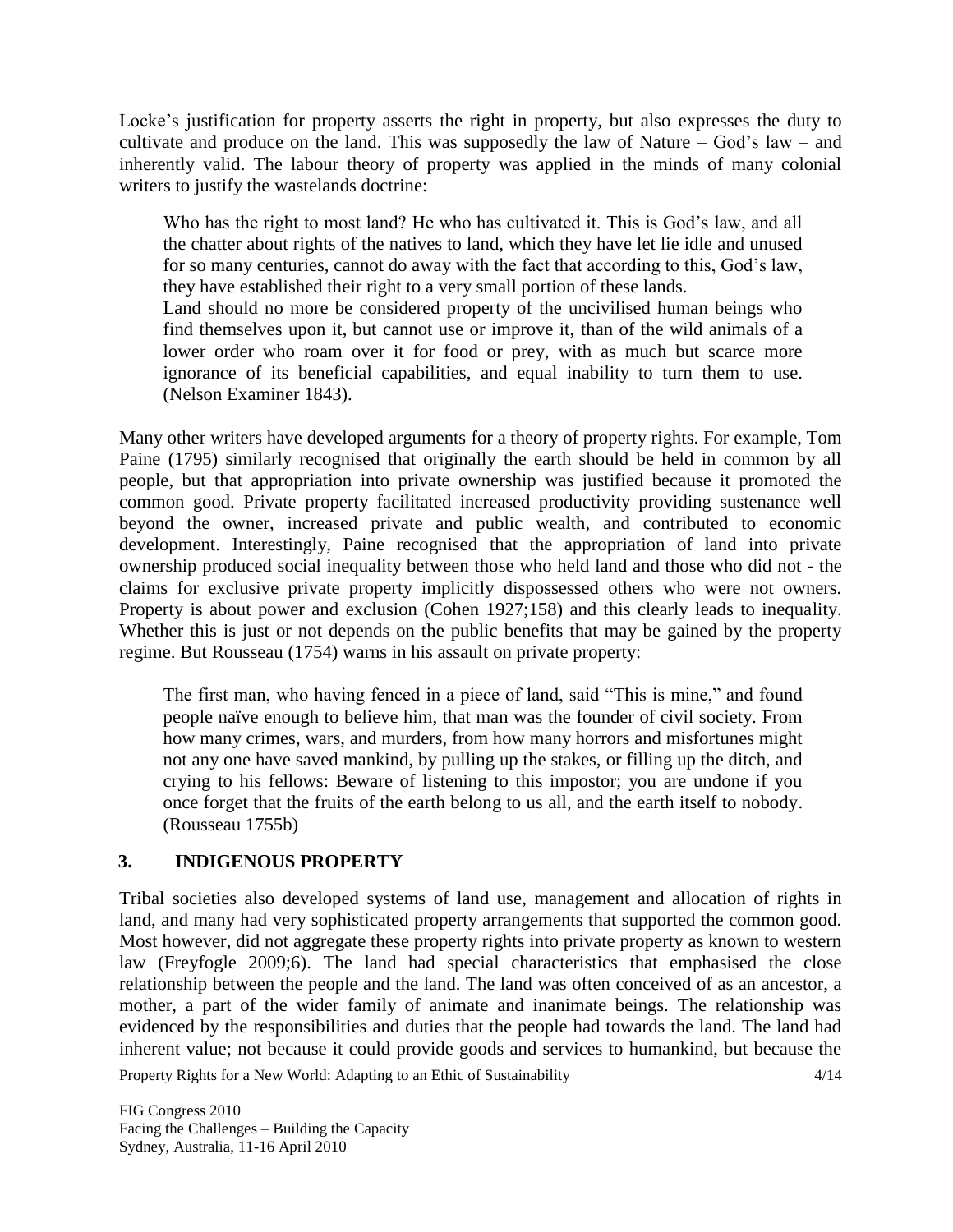Locke's justification for property asserts the right in property, but also expresses the duty to cultivate and produce on the land. This was supposedly the law of Nature – God's law – and inherently valid. The labour theory of property was applied in the minds of many colonial writers to justify the wastelands doctrine:

> Who has the right to most land? He who has cultivated it. This is God's law, and all the chatter about rights of the natives to land, which they have let lie idle and unused for so many centuries, cannot do away with the fact that according to this, God's law, they have established their right to a very small portion of these lands.
>
> Land should no more be considered property of the uncivilised human beings who find themselves upon it, but cannot use or improve it, than of the wild animals of a lower order who roam over it for food or prey, with as much but scarce more ignorance of its beneficial capabilities, and equal inability to turn them to use. (Nelson Examiner 1843).

Many other writers have developed arguments for a theory of property rights. For example, Tom Paine (1795) similarly recognised that originally the earth should be held in common by all people, but that appropriation into private ownership was justified because it promoted the common good. Private property facilitated increased productivity providing sustenance well beyond the owner, increased private and public wealth, and contributed to economic development. Interestingly, Paine recognised that the appropriation of land into private ownership produced social inequality between those who held land and those who did not - the claims for exclusive private property implicitly dispossessed others who were not owners. Property is about power and exclusion (Cohen 1927;158) and this clearly leads to inequality. Whether this is just or not depends on the public benefits that may be gained by the property regime. But Rousseau (1754) warns in his assault on private property:

> The first man, who having fenced in a piece of land, said "This is mine," and found people naïve enough to believe him, that man was the founder of civil society. From how many crimes, wars, and murders, from how many horrors and misfortunes might not any one have saved mankind, by pulling up the stakes, or filling up the ditch, and crying to his fellows: Beware of listening to this impostor; you are undone if you once forget that the fruits of the earth belong to us all, and the earth itself to nobody. (Rousseau 1755b)

## 3. INDIGENOUS PROPERTY

Tribal societies also developed systems of land use, management and allocation of rights in land, and many had very sophisticated property arrangements that supported the common good. Most however, did not aggregate these property rights into private property as known to western law (Freyfogle 2009;6). The land had special characteristics that emphasised the close relationship between the people and the land. The land was often conceived of as an ancestor, a mother, a part of the wider family of animate and inanimate beings. The relationship was evidenced by the responsibilities and duties that the people had towards the land. The land had inherent value; not because it could provide goods and services to humankind, but because the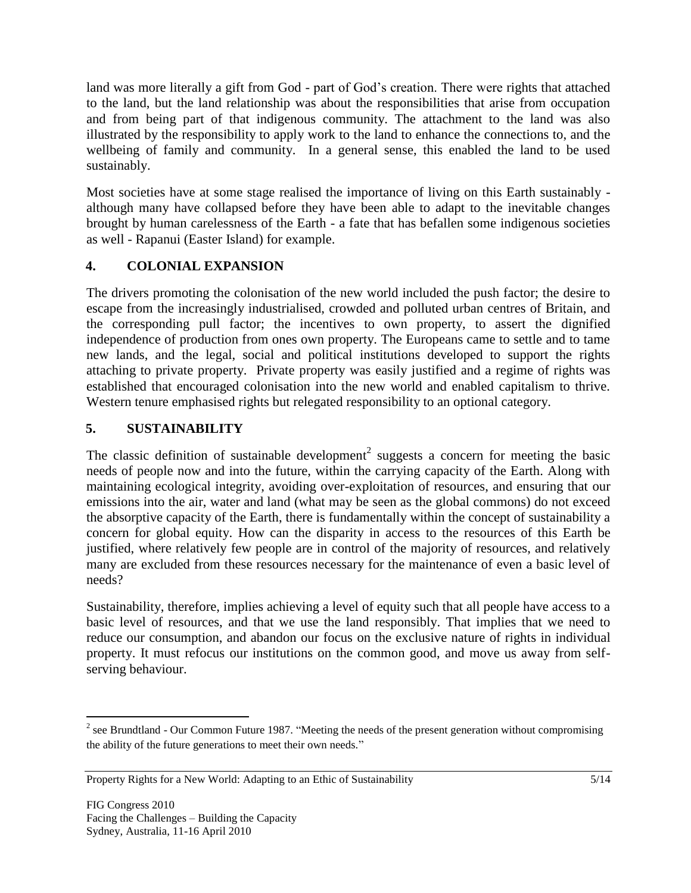land was more literally a gift from God - part of God's creation. There were rights that attached to the land, but the land relationship was about the responsibilities that arise from occupation and from being part of that indigenous community. The attachment to the land was also illustrated by the responsibility to apply work to the land to enhance the connections to, and the wellbeing of family and community. In a general sense, this enabled the land to be used sustainably.

Most societies have at some stage realised the importance of living on this Earth sustainably - although many have collapsed before they have been able to adapt to the inevitable changes brought by human carelessness of the Earth - a fate that has befallen some indigenous societies as well - Rapanui (Easter Island) for example.

## 4. COLONIAL EXPANSION

The drivers promoting the colonisation of the new world included the push factor; the desire to escape from the increasingly industrialised, crowded and polluted urban centres of Britain, and the corresponding pull factor; the incentives to own property, to assert the dignified independence of production from ones own property. The Europeans came to settle and to tame new lands, and the legal, social and political institutions developed to support the rights attaching to private property. Private property was easily justified and a regime of rights was established that encouraged colonisation into the new world and enabled capitalism to thrive. Western tenure emphasised rights but relegated responsibility to an optional category.

## 5. SUSTAINABILITY

The classic definition of sustainable development[2] suggests a concern for meeting the basic needs of people now and into the future, within the carrying capacity of the Earth. Along with maintaining ecological integrity, avoiding over-exploitation of resources, and ensuring that our emissions into the air, water and land (what may be seen as the global commons) do not exceed the absorptive capacity of the Earth, there is fundamentally within the concept of sustainability a concern for global equity. How can the disparity in access to the resources of this Earth be justified, where relatively few people are in control of the majority of resources, and relatively many are excluded from these resources necessary for the maintenance of even a basic level of needs?

Sustainability, therefore, implies achieving a level of equity such that all people have access to a basic level of resources, and that we use the land responsibly. That implies that we need to reduce our consumption, and abandon our focus on the exclusive nature of rights in individual property. It must refocus our institutions on the common good, and move us away from self-serving behaviour.

[2] see Brundtland - Our Common Future 1987. "Meeting the needs of the present generation without compromising the ability of the future generations to meet their own needs."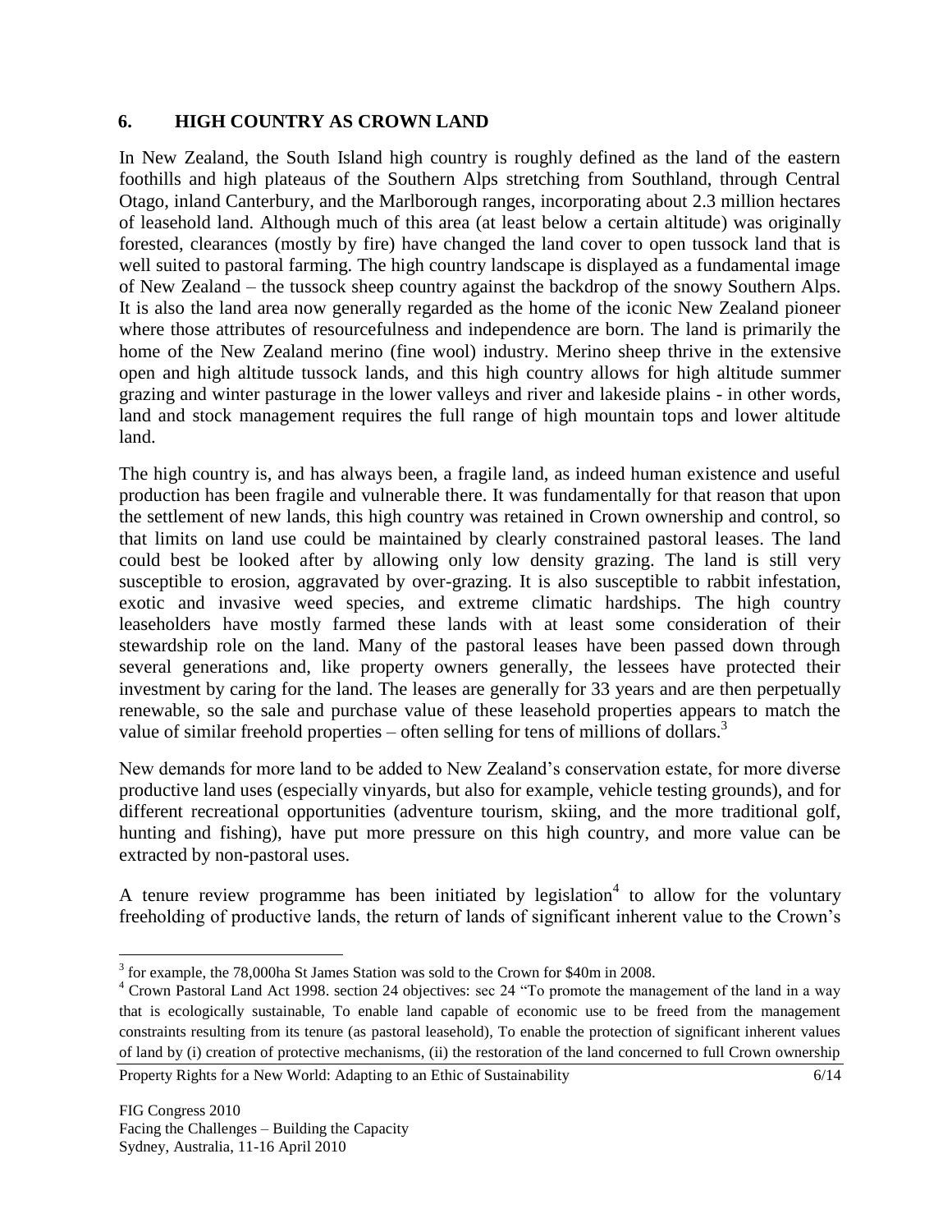## 6. HIGH COUNTRY AS CROWN LAND

In New Zealand, the South Island high country is roughly defined as the land of the eastern foothills and high plateaus of the Southern Alps stretching from Southland, through Central Otago, inland Canterbury, and the Marlborough ranges, incorporating about 2.3 million hectares of leasehold land. Although much of this area (at least below a certain altitude) was originally forested, clearances (mostly by fire) have changed the land cover to open tussock land that is well suited to pastoral farming. The high country landscape is displayed as a fundamental image of New Zealand – the tussock sheep country against the backdrop of the snowy Southern Alps. It is also the land area now generally regarded as the home of the iconic New Zealand pioneer where those attributes of resourcefulness and independence are born. The land is primarily the home of the New Zealand merino (fine wool) industry. Merino sheep thrive in the extensive open and high altitude tussock lands, and this high country allows for high altitude summer grazing and winter pasturage in the lower valleys and river and lakeside plains - in other words, land and stock management requires the full range of high mountain tops and lower altitude land.

The high country is, and has always been, a fragile land, as indeed human existence and useful production has been fragile and vulnerable there. It was fundamentally for that reason that upon the settlement of new lands, this high country was retained in Crown ownership and control, so that limits on land use could be maintained by clearly constrained pastoral leases. The land could best be looked after by allowing only low density grazing. The land is still very susceptible to erosion, aggravated by over-grazing. It is also susceptible to rabbit infestation, exotic and invasive weed species, and extreme climatic hardships. The high country leaseholders have mostly farmed these lands with at least some consideration of their stewardship role on the land. Many of the pastoral leases have been passed down through several generations and, like property owners generally, the lessees have protected their investment by caring for the land. The leases are generally for 33 years and are then perpetually renewable, so the sale and purchase value of these leasehold properties appears to match the value of similar freehold properties – often selling for tens of millions of dollars.[3]

New demands for more land to be added to New Zealand's conservation estate, for more diverse productive land uses (especially vinyards, but also for example, vehicle testing grounds), and for different recreational opportunities (adventure tourism, skiing, and the more traditional golf, hunting and fishing), have put more pressure on this high country, and more value can be extracted by non-pastoral uses.

A tenure review programme has been initiated by legislation[4] to allow for the voluntary freeholding of productive lands, the return of lands of significant inherent value to the Crown's

---

[3] for example, the 78,000ha St James Station was sold to the Crown for $40m in 2008.

[4] Crown Pastoral Land Act 1998. section 24 objectives: sec 24 "To promote the management of the land in a way that is ecologically sustainable, To enable land capable of economic use to be freed from the management constraints resulting from its tenure (as pastoral leasehold), To enable the protection of significant inherent values of land by (i) creation of protective mechanisms, (ii) the restoration of the land concerned to full Crown ownership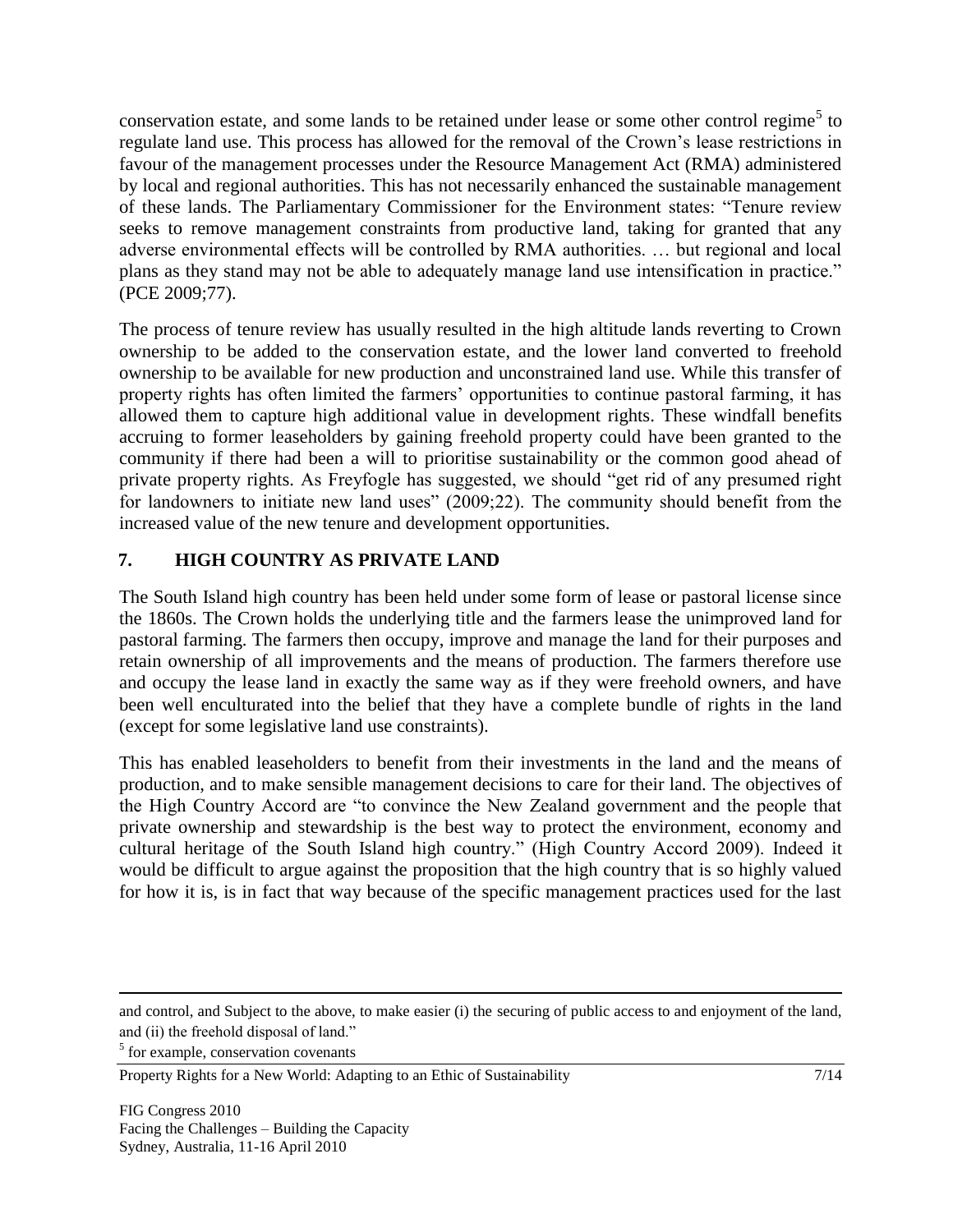conservation estate, and some lands to be retained under lease or some other control regime[5] to regulate land use. This process has allowed for the removal of the Crown's lease restrictions in favour of the management processes under the Resource Management Act (RMA) administered by local and regional authorities. This has not necessarily enhanced the sustainable management of these lands. The Parliamentary Commissioner for the Environment states: "Tenure review seeks to remove management constraints from productive land, taking for granted that any adverse environmental effects will be controlled by RMA authorities. … but regional and local plans as they stand may not be able to adequately manage land use intensification in practice." (PCE 2009;77).

The process of tenure review has usually resulted in the high altitude lands reverting to Crown ownership to be added to the conservation estate, and the lower land converted to freehold ownership to be available for new production and unconstrained land use. While this transfer of property rights has often limited the farmers' opportunities to continue pastoral farming, it has allowed them to capture high additional value in development rights. These windfall benefits accruing to former leaseholders by gaining freehold property could have been granted to the community if there had been a will to prioritise sustainability or the common good ahead of private property rights. As Freyfogle has suggested, we should "get rid of any presumed right for landowners to initiate new land uses" (2009;22). The community should benefit from the increased value of the new tenure and development opportunities.

## 7. HIGH COUNTRY AS PRIVATE LAND

The South Island high country has been held under some form of lease or pastoral license since the 1860s. The Crown holds the underlying title and the farmers lease the unimproved land for pastoral farming. The farmers then occupy, improve and manage the land for their purposes and retain ownership of all improvements and the means of production. The farmers therefore use and occupy the lease land in exactly the same way as if they were freehold owners, and have been well enculturated into the belief that they have a complete bundle of rights in the land (except for some legislative land use constraints).

This has enabled leaseholders to benefit from their investments in the land and the means of production, and to make sensible management decisions to care for their land. The objectives of the High Country Accord are "to convince the New Zealand government and the people that private ownership and stewardship is the best way to protect the environment, economy and cultural heritage of the South Island high country." (High Country Accord 2009). Indeed it would be difficult to argue against the proposition that the high country that is so highly valued for how it is, is in fact that way because of the specific management practices used for the last

---

and control, and Subject to the above, to make easier (i) the securing of public access to and enjoyment of the land, and (ii) the freehold disposal of land."

[5] for example, conservation covenants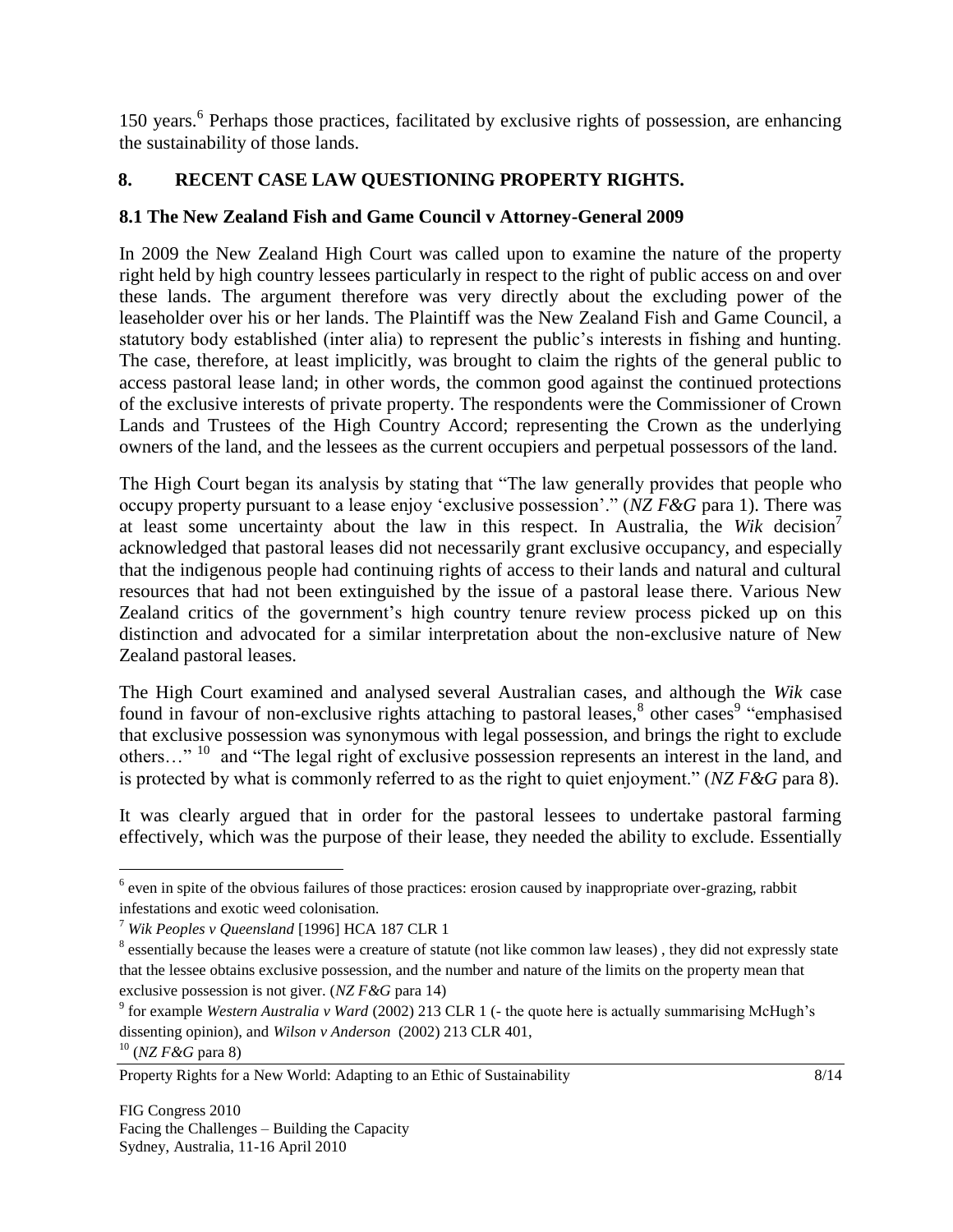150 years.[6] Perhaps those practices, facilitated by exclusive rights of possession, are enhancing the sustainability of those lands.

## 8. RECENT CASE LAW QUESTIONING PROPERTY RIGHTS.

### 8.1 The New Zealand Fish and Game Council v Attorney-General 2009

In 2009 the New Zealand High Court was called upon to examine the nature of the property right held by high country lessees particularly in respect to the right of public access on and over these lands. The argument therefore was very directly about the excluding power of the leaseholder over his or her lands. The Plaintiff was the New Zealand Fish and Game Council, a statutory body established (inter alia) to represent the public's interests in fishing and hunting. The case, therefore, at least implicitly, was brought to claim the rights of the general public to access pastoral lease land; in other words, the common good against the continued protections of the exclusive interests of private property. The respondents were the Commissioner of Crown Lands and Trustees of the High Country Accord; representing the Crown as the underlying owners of the land, and the lessees as the current occupiers and perpetual possessors of the land.

The High Court began its analysis by stating that "The law generally provides that people who occupy property pursuant to a lease enjoy 'exclusive possession'." (*NZ F&G* para 1). There was at least some uncertainty about the law in this respect. In Australia, the *Wik* decision[7] acknowledged that pastoral leases did not necessarily grant exclusive occupancy, and especially that the indigenous people had continuing rights of access to their lands and natural and cultural resources that had not been extinguished by the issue of a pastoral lease there. Various New Zealand critics of the government's high country tenure review process picked up on this distinction and advocated for a similar interpretation about the non-exclusive nature of New Zealand pastoral leases.

The High Court examined and analysed several Australian cases, and although the *Wik* case found in favour of non-exclusive rights attaching to pastoral leases,[8] other cases[9] "emphasised that exclusive possession was synonymous with legal possession, and brings the right to exclude others…" [10] and "The legal right of exclusive possession represents an interest in the land, and is protected by what is commonly referred to as the right to quiet enjoyment." (*NZ F&G* para 8).

It was clearly argued that in order for the pastoral lessees to undertake pastoral farming effectively, which was the purpose of their lease, they needed the ability to exclude. Essentially

---

[6] even in spite of the obvious failures of those practices: erosion caused by inappropriate over-grazing, rabbit infestations and exotic weed colonisation.

[7] *Wik Peoples v Queensland* [1996] HCA 187 CLR 1

[8] essentially because the leases were a creature of statute (not like common law leases) , they did not expressly state that the lessee obtains exclusive possession, and the number and nature of the limits on the property mean that exclusive possession is not giver. (*NZ F&G* para 14)

[9] for example *Western Australia v Ward* (2002) 213 CLR 1 (- the quote here is actually summarising McHugh's dissenting opinion), and *Wilson v Anderson* (2002) 213 CLR 401,

[10] (*NZ F&G* para 8)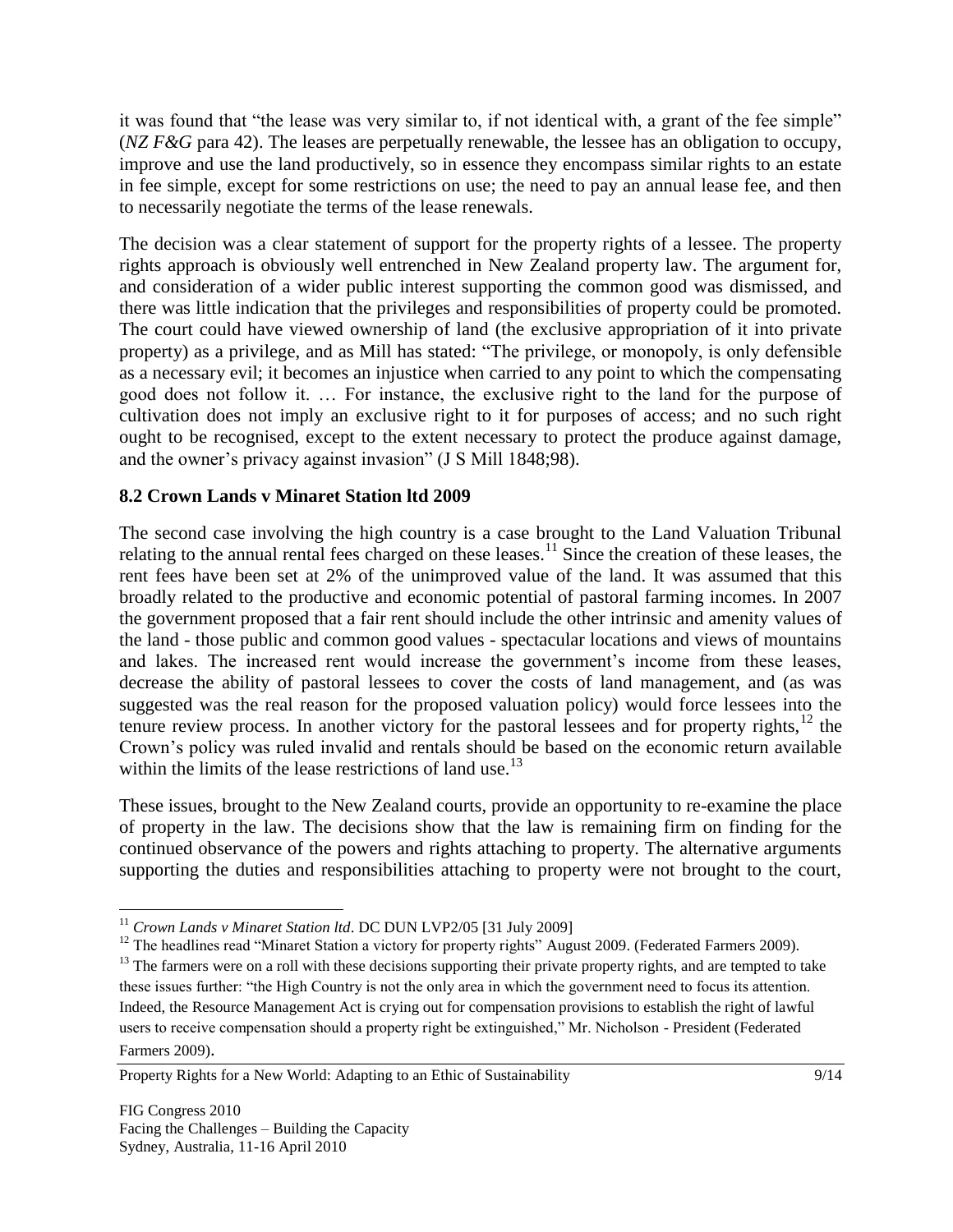it was found that "the lease was very similar to, if not identical with, a grant of the fee simple" (*NZ F&G* para 42). The leases are perpetually renewable, the lessee has an obligation to occupy, improve and use the land productively, so in essence they encompass similar rights to an estate in fee simple, except for some restrictions on use; the need to pay an annual lease fee, and then to necessarily negotiate the terms of the lease renewals.

The decision was a clear statement of support for the property rights of a lessee. The property rights approach is obviously well entrenched in New Zealand property law. The argument for, and consideration of a wider public interest supporting the common good was dismissed, and there was little indication that the privileges and responsibilities of property could be promoted. The court could have viewed ownership of land (the exclusive appropriation of it into private property) as a privilege, and as Mill has stated: "The privilege, or monopoly, is only defensible as a necessary evil; it becomes an injustice when carried to any point to which the compensating good does not follow it. … For instance, the exclusive right to the land for the purpose of cultivation does not imply an exclusive right to it for purposes of access; and no such right ought to be recognised, except to the extent necessary to protect the produce against damage, and the owner's privacy against invasion" (J S Mill 1848;98).

### 8.2 Crown Lands v Minaret Station ltd 2009

The second case involving the high country is a case brought to the Land Valuation Tribunal relating to the annual rental fees charged on these leases.[11] Since the creation of these leases, the rent fees have been set at 2% of the unimproved value of the land. It was assumed that this broadly related to the productive and economic potential of pastoral farming incomes. In 2007 the government proposed that a fair rent should include the other intrinsic and amenity values of the land - those public and common good values - spectacular locations and views of mountains and lakes. The increased rent would increase the government's income from these leases, decrease the ability of pastoral lessees to cover the costs of land management, and (as was suggested was the real reason for the proposed valuation policy) would force lessees into the tenure review process. In another victory for the pastoral lessees and for property rights,[12] the Crown's policy was ruled invalid and rentals should be based on the economic return available within the limits of the lease restrictions of land use.[13]

These issues, brought to the New Zealand courts, provide an opportunity to re-examine the place of property in the law. The decisions show that the law is remaining firm on finding for the continued observance of the powers and rights attaching to property. The alternative arguments supporting the duties and responsibilities attaching to property were not brought to the court,

---

[11] *Crown Lands v Minaret Station ltd*. DC DUN LVP2/05 [31 July 2009]

[12] The headlines read "Minaret Station a victory for property rights" August 2009. (Federated Farmers 2009).

[13] The farmers were on a roll with these decisions supporting their private property rights, and are tempted to take these issues further: "the High Country is not the only area in which the government need to focus its attention. Indeed, the Resource Management Act is crying out for compensation provisions to establish the right of lawful users to receive compensation should a property right be extinguished," Mr. Nicholson - President (Federated Farmers 2009).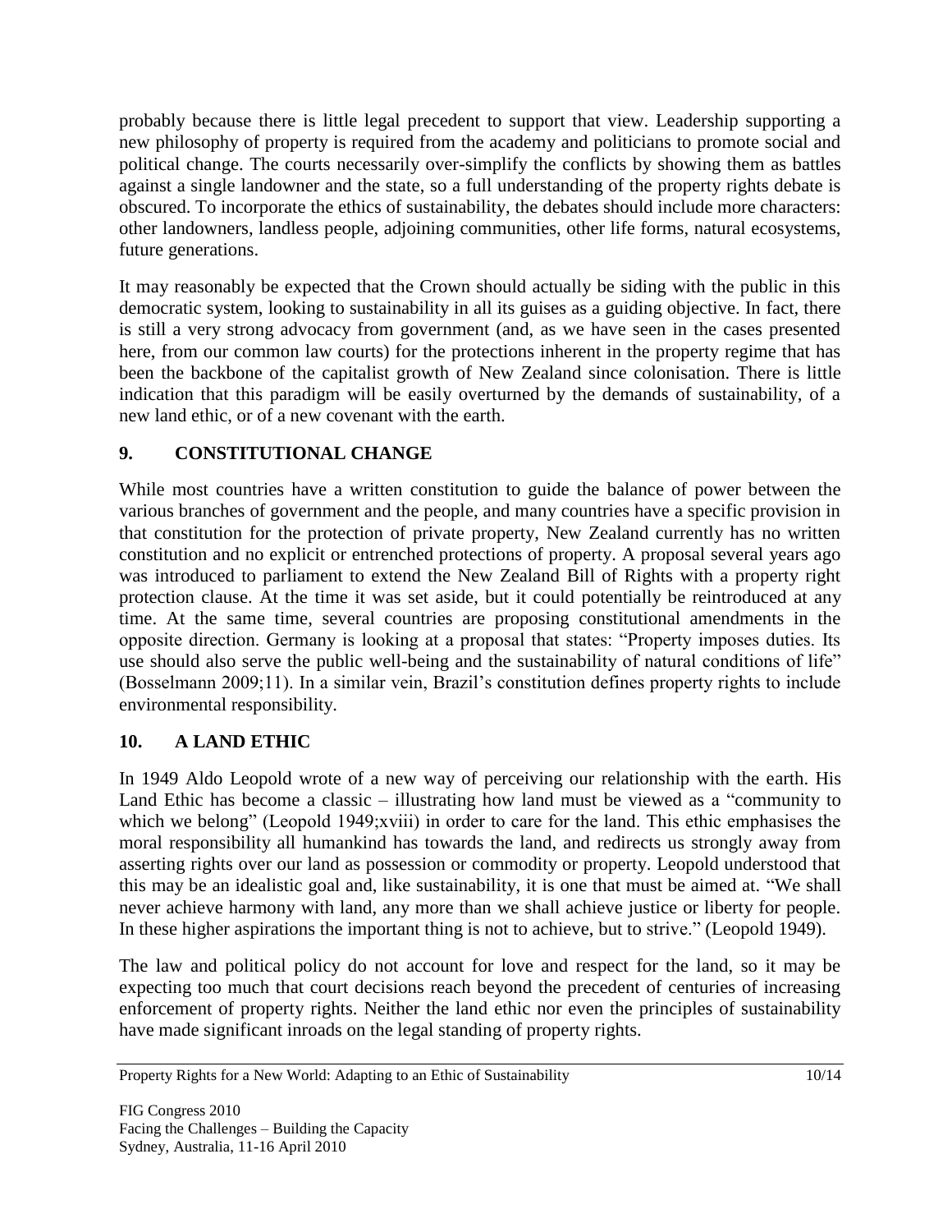probably because there is little legal precedent to support that view. Leadership supporting a new philosophy of property is required from the academy and politicians to promote social and political change. The courts necessarily over-simplify the conflicts by showing them as battles against a single landowner and the state, so a full understanding of the property rights debate is obscured. To incorporate the ethics of sustainability, the debates should include more characters: other landowners, landless people, adjoining communities, other life forms, natural ecosystems, future generations.

It may reasonably be expected that the Crown should actually be siding with the public in this democratic system, looking to sustainability in all its guises as a guiding objective. In fact, there is still a very strong advocacy from government (and, as we have seen in the cases presented here, from our common law courts) for the protections inherent in the property regime that has been the backbone of the capitalist growth of New Zealand since colonisation. There is little indication that this paradigm will be easily overturned by the demands of sustainability, of a new land ethic, or of a new covenant with the earth.

## 9. CONSTITUTIONAL CHANGE

While most countries have a written constitution to guide the balance of power between the various branches of government and the people, and many countries have a specific provision in that constitution for the protection of private property, New Zealand currently has no written constitution and no explicit or entrenched protections of property. A proposal several years ago was introduced to parliament to extend the New Zealand Bill of Rights with a property right protection clause. At the time it was set aside, but it could potentially be reintroduced at any time. At the same time, several countries are proposing constitutional amendments in the opposite direction. Germany is looking at a proposal that states: "Property imposes duties. Its use should also serve the public well-being and the sustainability of natural conditions of life" (Bosselmann 2009;11). In a similar vein, Brazil's constitution defines property rights to include environmental responsibility.

## 10. A LAND ETHIC

In 1949 Aldo Leopold wrote of a new way of perceiving our relationship with the earth. His Land Ethic has become a classic – illustrating how land must be viewed as a "community to which we belong" (Leopold 1949;xviii) in order to care for the land. This ethic emphasises the moral responsibility all humankind has towards the land, and redirects us strongly away from asserting rights over our land as possession or commodity or property. Leopold understood that this may be an idealistic goal and, like sustainability, it is one that must be aimed at. "We shall never achieve harmony with land, any more than we shall achieve justice or liberty for people. In these higher aspirations the important thing is not to achieve, but to strive." (Leopold 1949).

The law and political policy do not account for love and respect for the land, so it may be expecting too much that court decisions reach beyond the precedent of centuries of increasing enforcement of property rights. Neither the land ethic nor even the principles of sustainability have made significant inroads on the legal standing of property rights.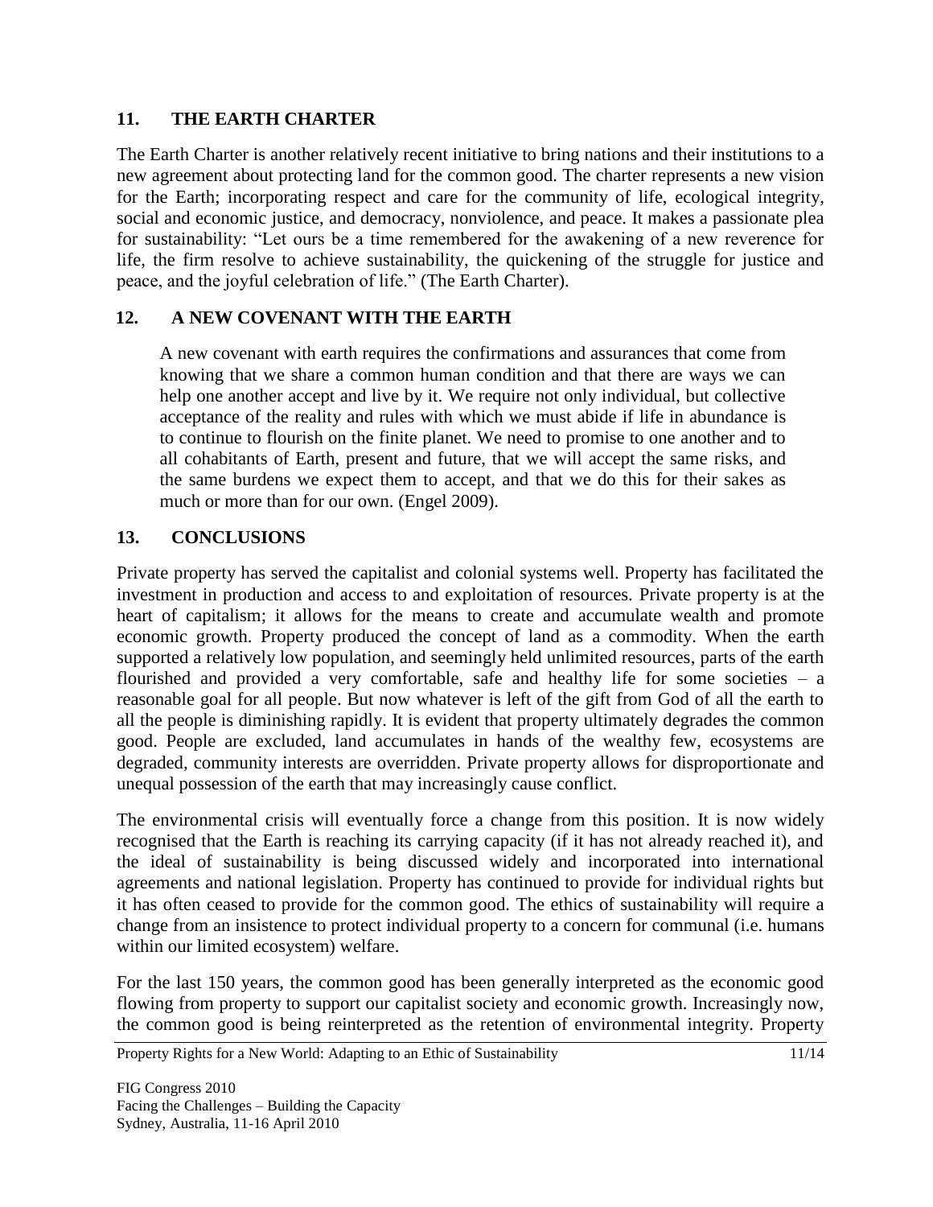## 11. THE EARTH CHARTER

The Earth Charter is another relatively recent initiative to bring nations and their institutions to a new agreement about protecting land for the common good. The charter represents a new vision for the Earth; incorporating respect and care for the community of life, ecological integrity, social and economic justice, and democracy, nonviolence, and peace. It makes a passionate plea for sustainability: "Let ours be a time remembered for the awakening of a new reverence for life, the firm resolve to achieve sustainability, the quickening of the struggle for justice and peace, and the joyful celebration of life." (The Earth Charter).

## 12. A NEW COVENANT WITH THE EARTH

> A new covenant with earth requires the confirmations and assurances that come from knowing that we share a common human condition and that there are ways we can help one another accept and live by it. We require not only individual, but collective acceptance of the reality and rules with which we must abide if life in abundance is to continue to flourish on the finite planet. We need to promise to one another and to all cohabitants of Earth, present and future, that we will accept the same risks, and the same burdens we expect them to accept, and that we do this for their sakes as much or more than for our own. (Engel 2009).

## 13. CONCLUSIONS

Private property has served the capitalist and colonial systems well. Property has facilitated the investment in production and access to and exploitation of resources. Private property is at the heart of capitalism; it allows for the means to create and accumulate wealth and promote economic growth. Property produced the concept of land as a commodity. When the earth supported a relatively low population, and seemingly held unlimited resources, parts of the earth flourished and provided a very comfortable, safe and healthy life for some societies – a reasonable goal for all people. But now whatever is left of the gift from God of all the earth to all the people is diminishing rapidly. It is evident that property ultimately degrades the common good. People are excluded, land accumulates in hands of the wealthy few, ecosystems are degraded, community interests are overridden. Private property allows for disproportionate and unequal possession of the earth that may increasingly cause conflict.

The environmental crisis will eventually force a change from this position. It is now widely recognised that the Earth is reaching its carrying capacity (if it has not already reached it), and the ideal of sustainability is being discussed widely and incorporated into international agreements and national legislation. Property has continued to provide for individual rights but it has often ceased to provide for the common good. The ethics of sustainability will require a change from an insistence to protect individual property to a concern for communal (i.e. humans within our limited ecosystem) welfare.

For the last 150 years, the common good has been generally interpreted as the economic good flowing from property to support our capitalist society and economic growth. Increasingly now, the common good is being reinterpreted as the retention of environmental integrity. Property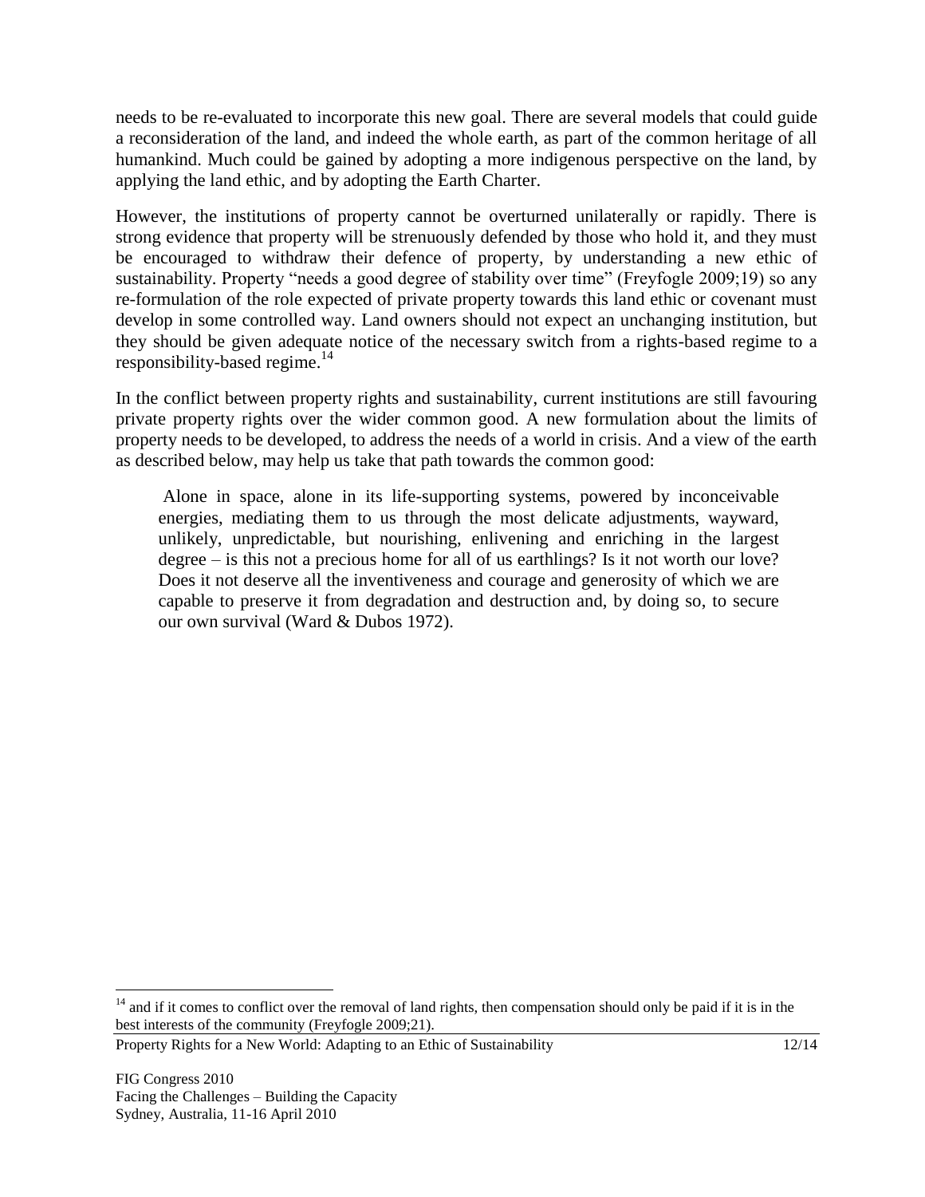needs to be re-evaluated to incorporate this new goal. There are several models that could guide a reconsideration of the land, and indeed the whole earth, as part of the common heritage of all humankind. Much could be gained by adopting a more indigenous perspective on the land, by applying the land ethic, and by adopting the Earth Charter.

However, the institutions of property cannot be overturned unilaterally or rapidly. There is strong evidence that property will be strenuously defended by those who hold it, and they must be encouraged to withdraw their defence of property, by understanding a new ethic of sustainability. Property "needs a good degree of stability over time" (Freyfogle 2009;19) so any re-formulation of the role expected of private property towards this land ethic or covenant must develop in some controlled way. Land owners should not expect an unchanging institution, but they should be given adequate notice of the necessary switch from a rights-based regime to a responsibility-based regime.[14]

In the conflict between property rights and sustainability, current institutions are still favouring private property rights over the wider common good. A new formulation about the limits of property needs to be developed, to address the needs of a world in crisis. And a view of the earth as described below, may help us take that path towards the common good:

> Alone in space, alone in its life-supporting systems, powered by inconceivable energies, mediating them to us through the most delicate adjustments, wayward, unlikely, unpredictable, but nourishing, enlivening and enriching in the largest degree – is this not a precious home for all of us earthlings? Is it not worth our love? Does it not deserve all the inventiveness and courage and generosity of which we are capable to preserve it from degradation and destruction and, by doing so, to secure our own survival (Ward & Dubos 1972).

[14] and if it comes to conflict over the removal of land rights, then compensation should only be paid if it is in the best interests of the community (Freyfogle 2009;21).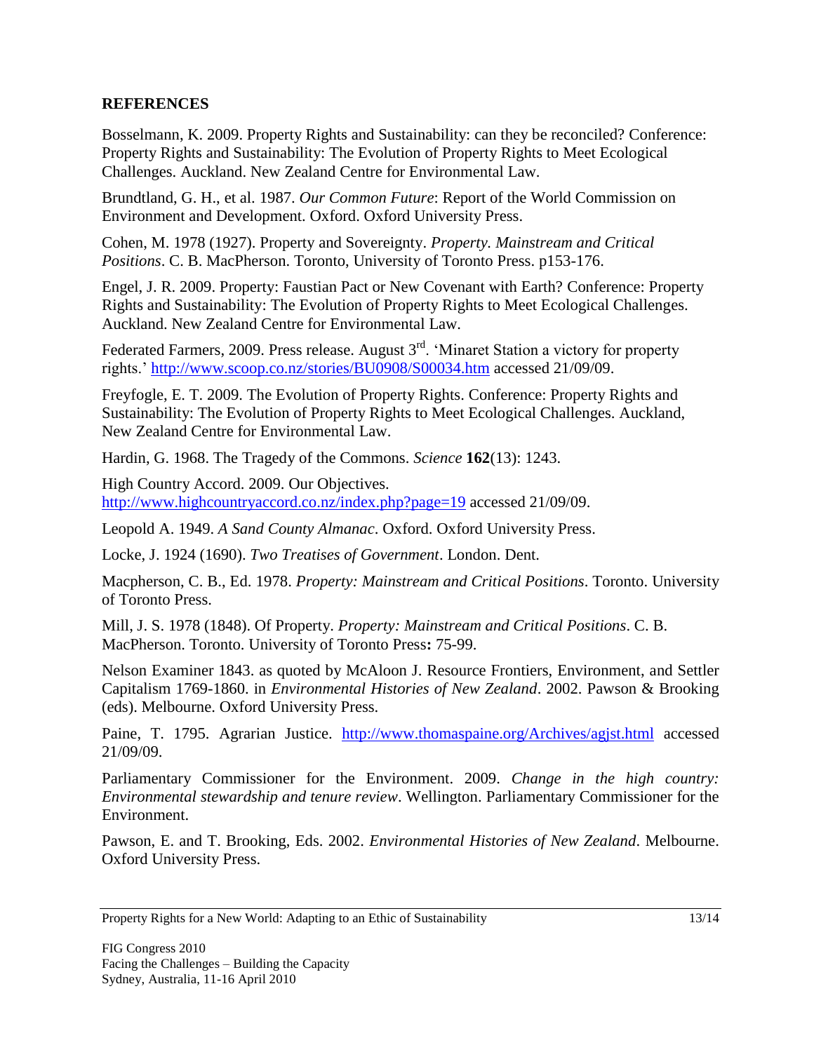## REFERENCES

Bosselmann, K. 2009. Property Rights and Sustainability: can they be reconciled? Conference: Property Rights and Sustainability: The Evolution of Property Rights to Meet Ecological Challenges. Auckland. New Zealand Centre for Environmental Law.

Brundtland, G. H., et al. 1987. *Our Common Future*: Report of the World Commission on Environment and Development. Oxford. Oxford University Press.

Cohen, M. 1978 (1927). Property and Sovereignty. *Property. Mainstream and Critical Positions*. C. B. MacPherson. Toronto, University of Toronto Press. p153-176.

Engel, J. R. 2009. Property: Faustian Pact or New Covenant with Earth? Conference: Property Rights and Sustainability: The Evolution of Property Rights to Meet Ecological Challenges. Auckland. New Zealand Centre for Environmental Law.

Federated Farmers, 2009. Press release. August 3rd. 'Minaret Station a victory for property rights.' http://www.scoop.co.nz/stories/BU0908/S00034.htm accessed 21/09/09.

Freyfogle, E. T. 2009. The Evolution of Property Rights. Conference: Property Rights and Sustainability: The Evolution of Property Rights to Meet Ecological Challenges. Auckland, New Zealand Centre for Environmental Law.

Hardin, G. 1968. The Tragedy of the Commons. *Science* **162**(13): 1243.

High Country Accord. 2009. Our Objectives. http://www.highcountryaccord.co.nz/index.php?page=19 accessed 21/09/09.

Leopold A. 1949. *A Sand County Almanac*. Oxford. Oxford University Press.

Locke, J. 1924 (1690). *Two Treatises of Government*. London. Dent.

Macpherson, C. B., Ed. 1978. *Property: Mainstream and Critical Positions*. Toronto. University of Toronto Press.

Mill, J. S. 1978 (1848). Of Property. *Property: Mainstream and Critical Positions*. C. B. MacPherson. Toronto. University of Toronto Press**:** 75-99.

Nelson Examiner 1843. as quoted by McAloon J. Resource Frontiers, Environment, and Settler Capitalism 1769-1860. in *Environmental Histories of New Zealand*. 2002. Pawson & Brooking (eds). Melbourne. Oxford University Press.

Paine, T. 1795. Agrarian Justice. http://www.thomaspaine.org/Archives/agjst.html accessed 21/09/09.

Parliamentary Commissioner for the Environment. 2009. *Change in the high country: Environmental stewardship and tenure review*. Wellington. Parliamentary Commissioner for the Environment.

Pawson, E. and T. Brooking, Eds. 2002. *Environmental Histories of New Zealand*. Melbourne. Oxford University Press.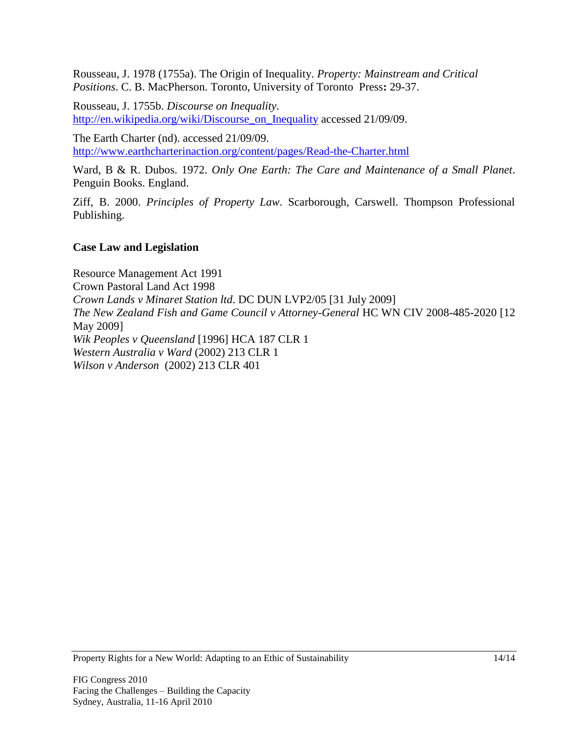Rousseau, J. 1978 (1755a). The Origin of Inequality. *Property: Mainstream and Critical Positions*. C. B. MacPherson. Toronto, University of Toronto Press**:** 29-37.

Rousseau, J. 1755b. *Discourse on Inequality.* http://en.wikipedia.org/wiki/Discourse_on_Inequality accessed 21/09/09.

The Earth Charter (nd). accessed 21/09/09. http://www.earthcharterinaction.org/content/pages/Read-the-Charter.html

Ward, B & R. Dubos. 1972. *Only One Earth: The Care and Maintenance of a Small Planet*. Penguin Books. England.

Ziff, B. 2000. *Principles of Property Law*. Scarborough, Carswell. Thompson Professional Publishing.

**Case Law and Legislation**

Resource Management Act 1991  
Crown Pastoral Land Act 1998  
*Crown Lands v Minaret Station ltd*. DC DUN LVP2/05 [31 July 2009]  
*The New Zealand Fish and Game Council v Attorney-General* HC WN CIV 2008-485-2020 [12 May 2009]  
*Wik Peoples v Queensland* [1996] HCA 187 CLR 1  
*Western Australia v Ward* (2002) 213 CLR 1  
*Wilson v Anderson* (2002) 213 CLR 401